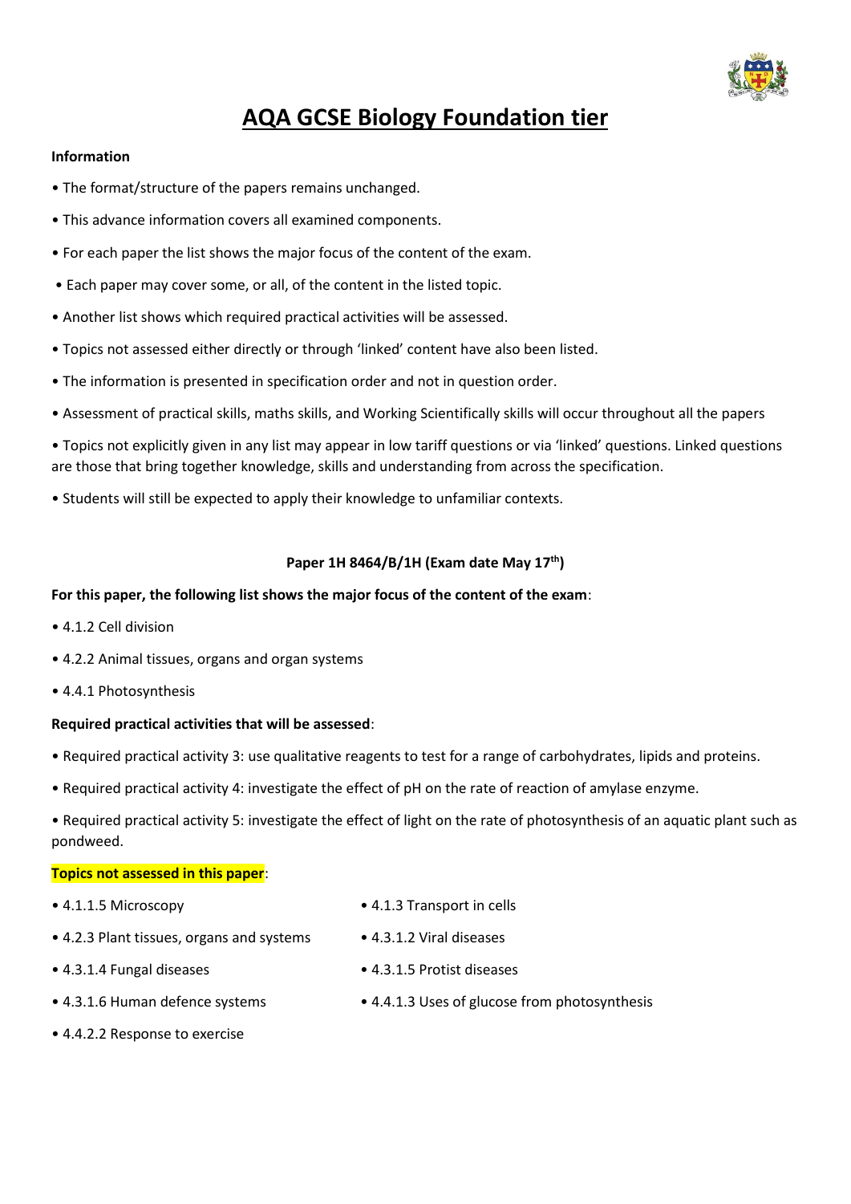# AQA GCSE Biology Foundation tier

**Information**

- The format/structure of the papers remains unchanged.
- This advance information covers all examined components.
- For each paper the list shows the major focus of the content of the exam.
- Each paper may cover some, or all, of the content in the listed topic.
- Another list shows which required practical activities will be assessed.
- Topics not assessed either directly or through 'linked' content have also been listed.
- The information is presented in specification order and not in question order.
- Assessment of practical skills, maths skills, and Working Scientifically skills will occur throughout all the papers
- Topics not explicitly given in any list may appear in low tariff questions or via 'linked' questions. Linked questions are those that bring together knowledge, skills and understanding from across the specification.
- Students will still be expected to apply their knowledge to unfamiliar contexts.

**Paper 1H 8464/B/1H (Exam date May 17th)**

**For this paper, the following list shows the major focus of the content of the exam**:

- 4.1.2 Cell division
- 4.2.2 Animal tissues, organs and organ systems
- 4.4.1 Photosynthesis

**Required practical activities that will be assessed**:

- Required practical activity 3: use qualitative reagents to test for a range of carbohydrates, lipids and proteins.
- Required practical activity 4: investigate the effect of pH on the rate of reaction of amylase enzyme.
- Required practical activity 5: investigate the effect of light on the rate of photosynthesis of an aquatic plant such as pondweed.

**Topics not assessed in this paper**:

- 4.1.1.5 Microscopy
- 4.1.3 Transport in cells
- 4.2.3 Plant tissues, organs and systems
- 4.3.1.2 Viral diseases
- 4.3.1.4 Fungal diseases
- 4.3.1.5 Protist diseases
- 4.3.1.6 Human defence systems
- 4.4.1.3 Uses of glucose from photosynthesis
- 4.4.2.2 Response to exercise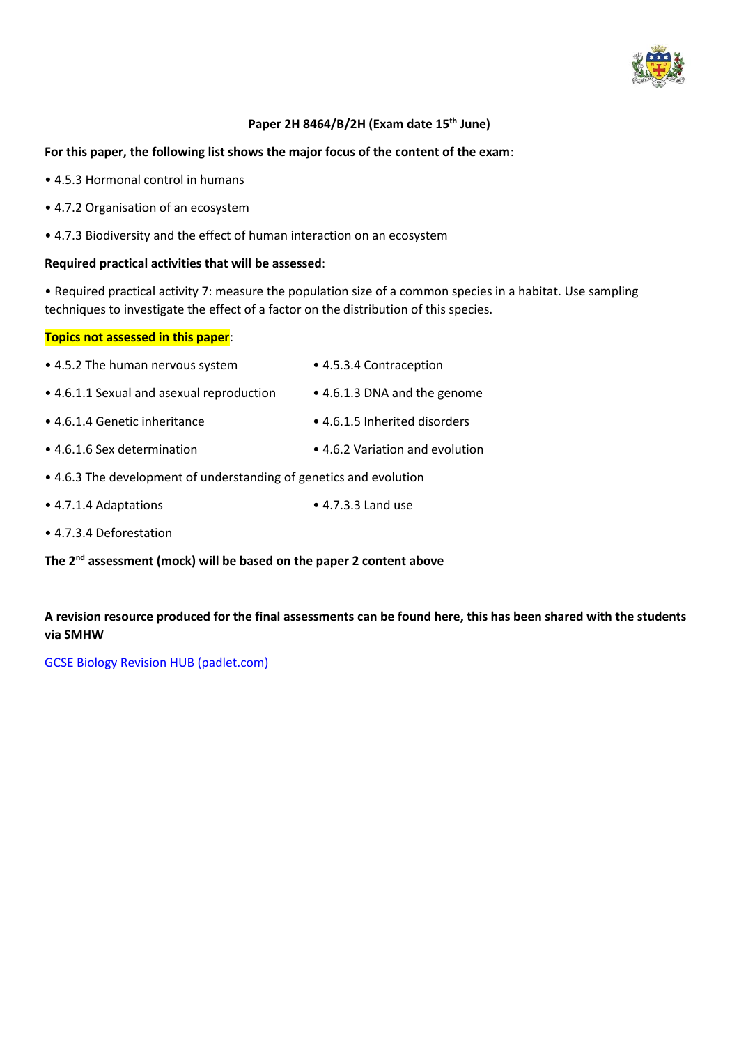**Paper 2H 8464/B/2H (Exam date 15th June)**

**For this paper, the following list shows the major focus of the content of the exam**:

- 4.5.3 Hormonal control in humans
- 4.7.2 Organisation of an ecosystem
- 4.7.3 Biodiversity and the effect of human interaction on an ecosystem

**Required practical activities that will be assessed**:

- Required practical activity 7: measure the population size of a common species in a habitat. Use sampling techniques to investigate the effect of a factor on the distribution of this species.

**Topics not assessed in this paper**:

- 4.5.2 The human nervous system
- 4.5.3.4 Contraception
- 4.6.1.1 Sexual and asexual reproduction
- 4.6.1.3 DNA and the genome
- 4.6.1.4 Genetic inheritance
- 4.6.1.5 Inherited disorders
- 4.6.1.6 Sex determination
- 4.6.2 Variation and evolution
- 4.6.3 The development of understanding of genetics and evolution
- 4.7.1.4 Adaptations
- 4.7.3.3 Land use
- 4.7.3.4 Deforestation

**The 2nd assessment (mock) will be based on the paper 2 content above**

**A revision resource produced for the final assessments can be found here, this has been shared with the students via SMHW**

GCSE Biology Revision HUB (padlet.com)